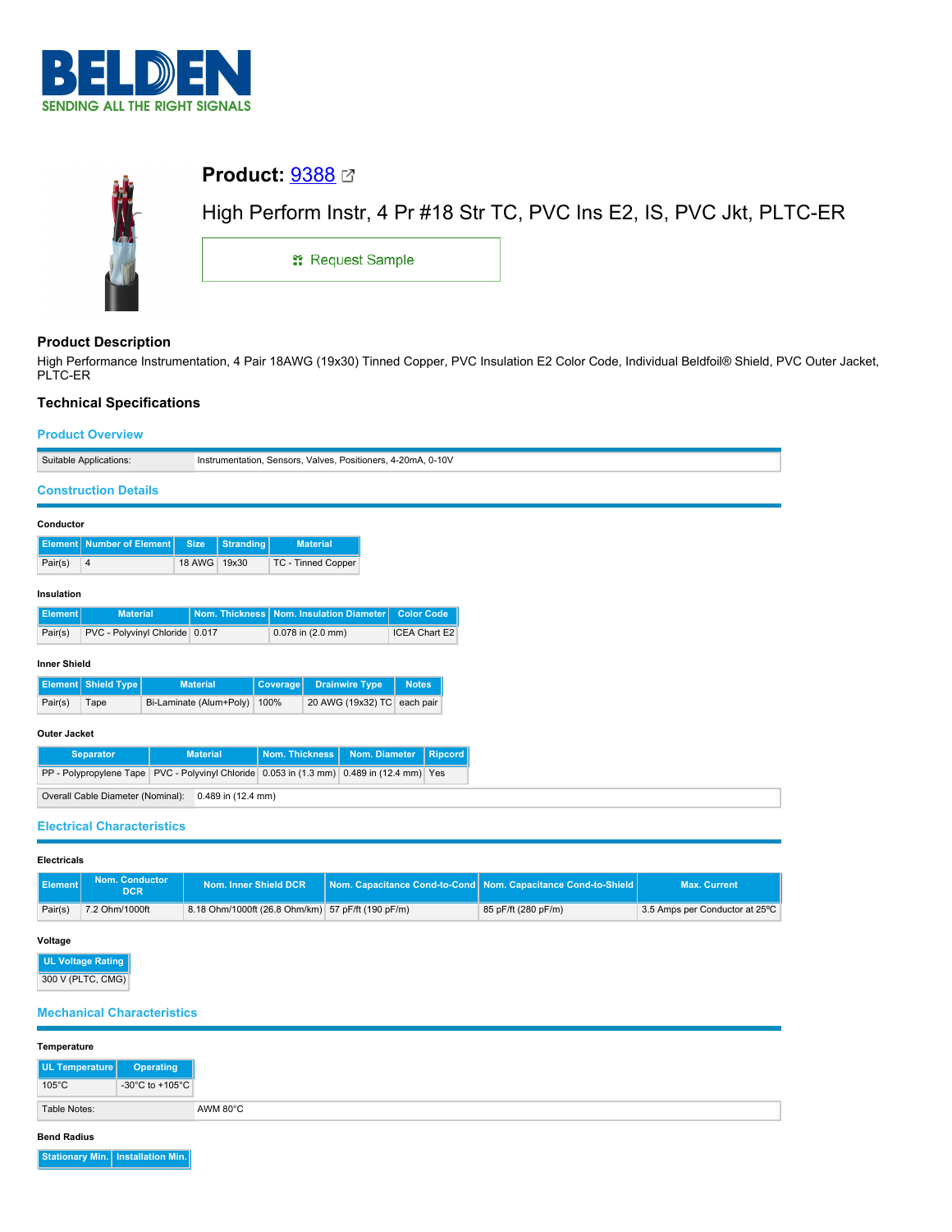# Product: 9388

High Perform Instr, 4 Pr #18 Str TC, PVC Ins E2, IS, PVC Jkt, PLTC-ER

Request Sample

## Product Description

High Performance Instrumentation, 4 Pair 18AWG (19x30) Tinned Copper, PVC Insulation E2 Color Code, Individual Beldfoil® Shield, PVC Outer Jacket, PLTC-ER

## Technical Specifications

### Product Overview

| Suitable Applications: | Instrumentation, Sensors, Valves, Positioners, 4-20mA, 0-10V |
|---|---|

### Construction Details

#### Conductor

| Element | Number of Element | Size | Stranding | Material |
|---|---|---|---|---|
| Pair(s) | 4 | 18 AWG | 19x30 | TC - Tinned Copper |

#### Insulation

| Element | Material | Nom. Thickness | Nom. Insulation Diameter | Color Code |
|---|---|---|---|---|
| Pair(s) | PVC - Polyvinyl Chloride | 0.017 | 0.078 in (2.0 mm) | ICEA Chart E2 |

#### Inner Shield

| Element | Shield Type | Material | Coverage | Drainwire Type | Notes |
|---|---|---|---|---|---|
| Pair(s) | Tape | Bi-Laminate (Alum+Poly) | 100% | 20 AWG (19x32) TC | each pair |

#### Outer Jacket

| Separator | Material | Nom. Thickness | Nom. Diameter | Ripcord |
|---|---|---|---|---|
| PP - Polypropylene Tape | PVC - Polyvinyl Chloride | 0.053 in (1.3 mm) | 0.489 in (12.4 mm) | Yes |

| Overall Cable Diameter (Nominal): | 0.489 in (12.4 mm) |
|---|---|

### Electrical Characteristics

#### Electricals

| Element | Nom. Conductor DCR | Nom. Inner Shield DCR | Nom. Capacitance Cond-to-Cond | Nom. Capacitance Cond-to-Shield | Max. Current |
|---|---|---|---|---|---|
| Pair(s) | 7.2 Ohm/1000ft | 8.18 Ohm/1000ft (26.8 Ohm/km) | 57 pF/ft (190 pF/m) | 85 pF/ft (280 pF/m) | 3.5 Amps per Conductor at 25°C |

#### Voltage

| UL Voltage Rating |
|---|
| 300 V (PLTC, CMG) |

### Mechanical Characteristics

#### Temperature

| UL Temperature | Operating |
|---|---|
| 105°C | -30°C to +105°C |

| Table Notes: | AWM 80°C |
|---|---|

#### Bend Radius

| Stationary Min. | Installation Min. |
|---|---|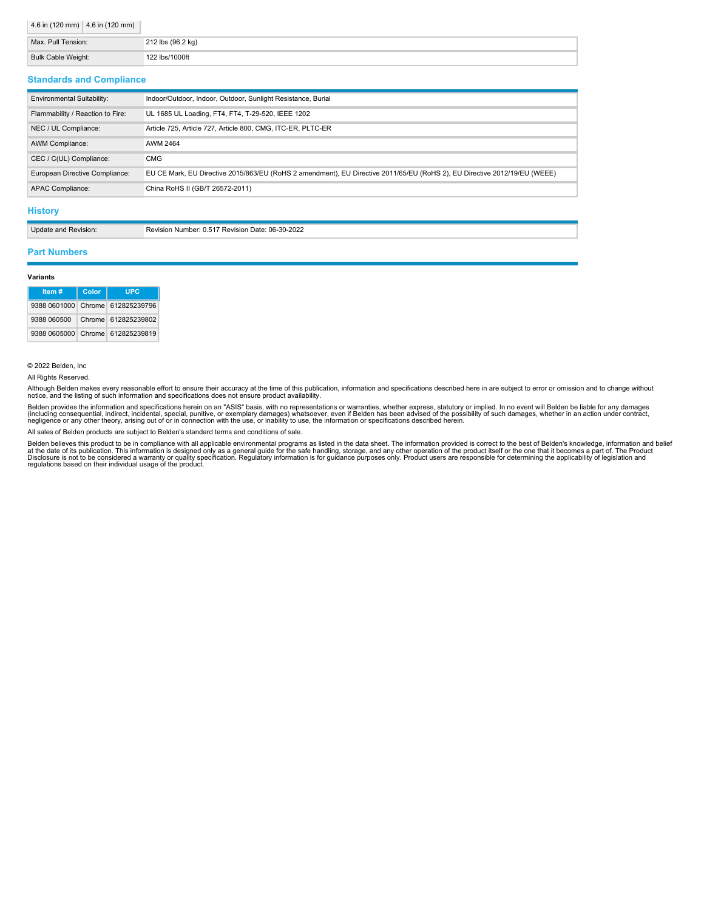| | |
|---|---|
| 4.6 in (120 mm) | 4.6 in (120 mm) |

| | |
|---|---|
| Max. Pull Tension: | 212 lbs (96.2 kg) |
| Bulk Cable Weight: | 122 lbs/1000ft |

## Standards and Compliance

| | |
|---|---|
| Environmental Suitability: | Indoor/Outdoor, Indoor, Outdoor, Sunlight Resistance, Burial |
| Flammability / Reaction to Fire: | UL 1685 UL Loading, FT4, FT4, T-29-520, IEEE 1202 |
| NEC / UL Compliance: | Article 725, Article 727, Article 800, CMG, ITC-ER, PLTC-ER |
| AWM Compliance: | AWM 2464 |
| CEC / C(UL) Compliance: | CMG |
| European Directive Compliance: | EU CE Mark, EU Directive 2015/863/EU (RoHS 2 amendment), EU Directive 2011/65/EU (RoHS 2), EU Directive 2012/19/EU (WEEE) |
| APAC Compliance: | China RoHS II (GB/T 26572-2011) |

## History

| | |
|---|---|
| Update and Revision: | Revision Number: 0.517 Revision Date: 06-30-2022 |

## Part Numbers

**Variants**

| Item # | Color | UPC |
|---|---|---|
| 9388 0601000 | Chrome | 612825239796 |
| 9388 060500 | Chrome | 612825239802 |
| 9388 0605000 | Chrome | 612825239819 |

© 2022 Belden, Inc

All Rights Reserved.

Although Belden makes every reasonable effort to ensure their accuracy at the time of this publication, information and specifications described here in are subject to error or omission and to change without notice, and the listing of such information and specifications does not ensure product availability.

Belden provides the information and specifications herein on an "ASIS" basis, with no representations or warranties, whether express, statutory or implied. In no event will Belden be liable for any damages (including consequential, indirect, incidental, special, punitive, or exemplary damages) whatsoever, even if Belden has been advised of the possibility of such damages, whether in an action under contract, negligence or any other theory, arising out of or in connection with the use, or inability to use, the information or specifications described herein.

All sales of Belden products are subject to Belden's standard terms and conditions of sale.

Belden believes this product to be in compliance with all applicable environmental programs as listed in the data sheet. The information provided is correct to the best of Belden's knowledge, information and belief at the date of its publication. This information is designed only as a general guide for the safe handling, storage, and any other operation of the product itself or the one that it becomes a part of. The Product Disclosure is not to be considered a warranty or quality specification. Regulatory information is for guidance purposes only. Product users are responsible for determining the applicability of legislation and regulations based on their individual usage of the product.